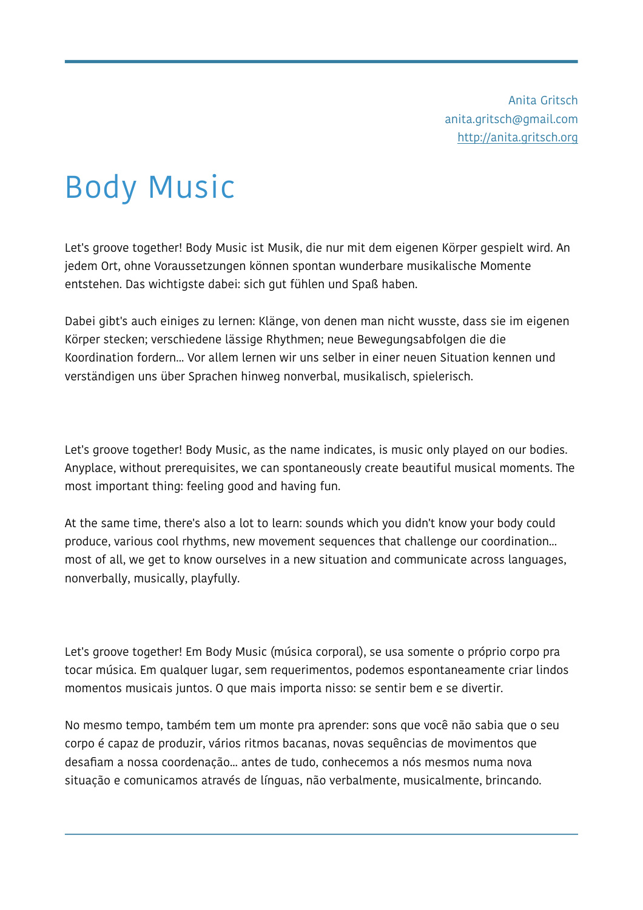Anita Gritsch
anita.gritsch@gmail.com
http://anita.gritsch.org

# Body Music

Let's groove together! Body Music ist Musik, die nur mit dem eigenen Körper gespielt wird. An jedem Ort, ohne Voraussetzungen können spontan wunderbare musikalische Momente entstehen. Das wichtigste dabei: sich gut fühlen und Spaß haben.

Dabei gibt's auch einiges zu lernen: Klänge, von denen man nicht wusste, dass sie im eigenen Körper stecken; verschiedene lässige Rhythmen; neue Bewegungsabfolgen die die Koordination fordern... Vor allem lernen wir uns selber in einer neuen Situation kennen und verständigen uns über Sprachen hinweg nonverbal, musikalisch, spielerisch.

Let's groove together! Body Music, as the name indicates, is music only played on our bodies. Anyplace, without prerequisites, we can spontaneously create beautiful musical moments. The most important thing: feeling good and having fun.

At the same time, there's also a lot to learn: sounds which you didn't know your body could produce, various cool rhythms, new movement sequences that challenge our coordination... most of all, we get to know ourselves in a new situation and communicate across languages, nonverbally, musically, playfully.

Let's groove together! Em Body Music (música corporal), se usa somente o próprio corpo pra tocar música. Em qualquer lugar, sem requerimentos, podemos espontaneamente criar lindos momentos musicais juntos. O que mais importa nisso: se sentir bem e se divertir.

No mesmo tempo, também tem um monte pra aprender: sons que você não sabia que o seu corpo é capaz de produzir, vários ritmos bacanas, novas sequências de movimentos que desafiam a nossa coordenação... antes de tudo, conhecemos a nós mesmos numa nova situação e comunicamos através de línguas, não verbalmente, musicalmente, brincando.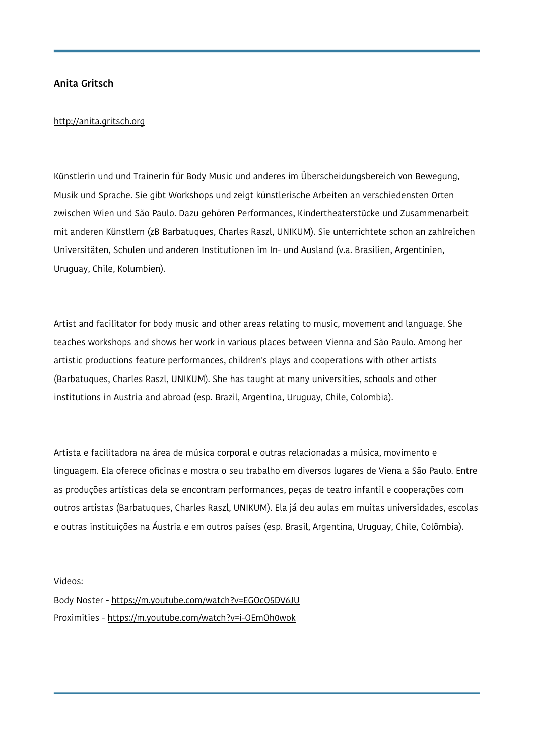**Anita Gritsch**

http://anita.gritsch.org

Künstlerin und und Trainerin für Body Music und anderes im Überscheidungsbereich von Bewegung, Musik und Sprache. Sie gibt Workshops und zeigt künstlerische Arbeiten an verschiedensten Orten zwischen Wien und São Paulo. Dazu gehören Performances, Kindertheaterstücke und Zusammenarbeit mit anderen Künstlern (zB Barbatuques, Charles Raszl, UNIKUM). Sie unterrichtete schon an zahlreichen Universitäten, Schulen und anderen Institutionen im In- und Ausland (v.a. Brasilien, Argentinien, Uruguay, Chile, Kolumbien).

Artist and facilitator for body music and other areas relating to music, movement and language. She teaches workshops and shows her work in various places between Vienna and São Paulo. Among her artistic productions feature performances, children's plays and cooperations with other artists (Barbatuques, Charles Raszl, UNIKUM). She has taught at many universities, schools and other institutions in Austria and abroad (esp. Brazil, Argentina, Uruguay, Chile, Colombia).

Artista e facilitadora na área de música corporal e outras relacionadas a música, movimento e linguagem. Ela oferece oficinas e mostra o seu trabalho em diversos lugares de Viena a São Paulo. Entre as produções artísticas dela se encontram performances, peças de teatro infantil e cooperações com outros artistas (Barbatuques, Charles Raszl, UNIKUM). Ela já deu aulas em muitas universidades, escolas e outras instituições na Áustria e em outros países (esp. Brasil, Argentina, Uruguay, Chile, Colômbia).

Videos:
Body Noster - https://m.youtube.com/watch?v=EGOcO5DV6JU
Proximities - https://m.youtube.com/watch?v=i-OEmOh0wok